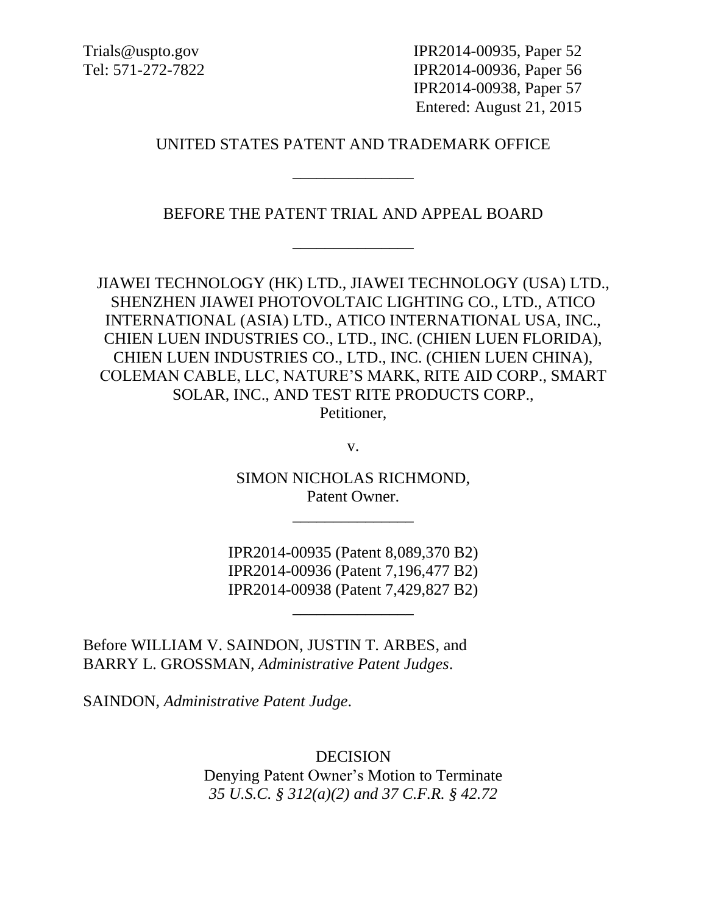Trials@uspto.gov
Tel: 571-272-7822

IPR2014-00935, Paper 52
IPR2014-00936, Paper 56
IPR2014-00938, Paper 57
Entered: August 21, 2015

UNITED STATES PATENT AND TRADEMARK OFFICE

---

BEFORE THE PATENT TRIAL AND APPEAL BOARD

---

JIAWEI TECHNOLOGY (HK) LTD., JIAWEI TECHNOLOGY (USA) LTD., SHENZHEN JIAWEI PHOTOVOLTAIC LIGHTING CO., LTD., ATICO INTERNATIONAL (ASIA) LTD., ATICO INTERNATIONAL USA, INC., CHIEN LUEN INDUSTRIES CO., LTD., INC. (CHIEN LUEN FLORIDA), CHIEN LUEN INDUSTRIES CO., LTD., INC. (CHIEN LUEN CHINA), COLEMAN CABLE, LLC, NATURE'S MARK, RITE AID CORP., SMART SOLAR, INC., AND TEST RITE PRODUCTS CORP.,
Petitioner,

v.

SIMON NICHOLAS RICHMOND,
Patent Owner.

---

IPR2014-00935 (Patent 8,089,370 B2)
IPR2014-00936 (Patent 7,196,477 B2)
IPR2014-00938 (Patent 7,429,827 B2)

---

Before WILLIAM V. SAINDON, JUSTIN T. ARBES, and BARRY L. GROSSMAN, *Administrative Patent Judges*.

SAINDON, *Administrative Patent Judge*.

DECISION
Denying Patent Owner's Motion to Terminate
*35 U.S.C. § 312(a)(2) and 37 C.F.R. § 42.72*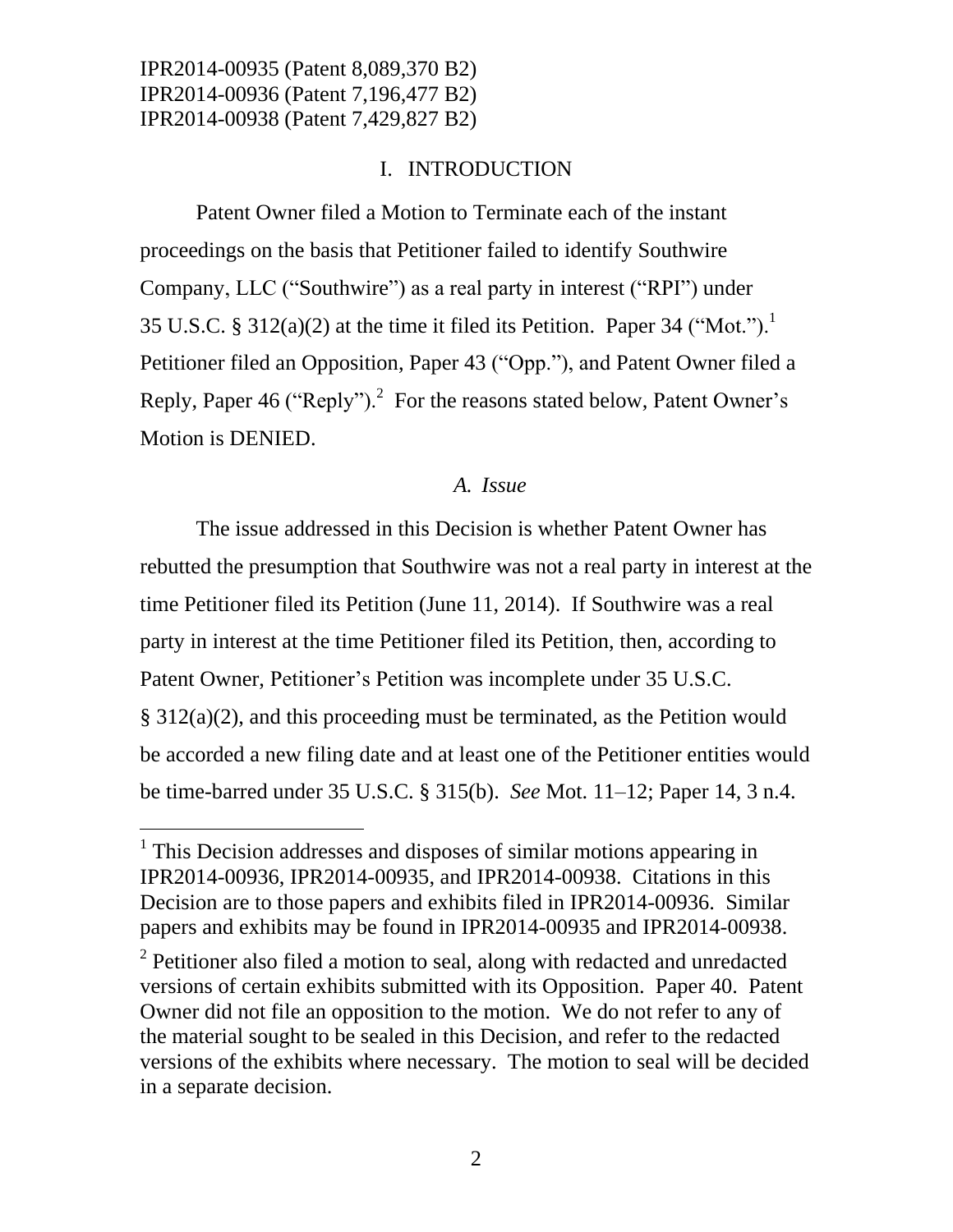IPR2014-00935 (Patent 8,089,370 B2)
IPR2014-00936 (Patent 7,196,477 B2)
IPR2014-00938 (Patent 7,429,827 B2)

## I. INTRODUCTION

Patent Owner filed a Motion to Terminate each of the instant proceedings on the basis that Petitioner failed to identify Southwire Company, LLC ("Southwire") as a real party in interest ("RPI") under 35 U.S.C. § 312(a)(2) at the time it filed its Petition. Paper 34 ("Mot.").[1] Petitioner filed an Opposition, Paper 43 ("Opp."), and Patent Owner filed a Reply, Paper 46 ("Reply").[2] For the reasons stated below, Patent Owner's Motion is DENIED.

### *A. Issue*

The issue addressed in this Decision is whether Patent Owner has rebutted the presumption that Southwire was not a real party in interest at the time Petitioner filed its Petition (June 11, 2014). If Southwire was a real party in interest at the time Petitioner filed its Petition, then, according to Patent Owner, Petitioner's Petition was incomplete under 35 U.S.C. § 312(a)(2), and this proceeding must be terminated, as the Petition would be accorded a new filing date and at least one of the Petitioner entities would be time-barred under 35 U.S.C. § 315(b). *See* Mot. 11–12; Paper 14, 3 n.4.

---

[1] This Decision addresses and disposes of similar motions appearing in IPR2014-00936, IPR2014-00935, and IPR2014-00938. Citations in this Decision are to those papers and exhibits filed in IPR2014-00936. Similar papers and exhibits may be found in IPR2014-00935 and IPR2014-00938.

[2] Petitioner also filed a motion to seal, along with redacted and unredacted versions of certain exhibits submitted with its Opposition. Paper 40. Patent Owner did not file an opposition to the motion. We do not refer to any of the material sought to be sealed in this Decision, and refer to the redacted versions of the exhibits where necessary. The motion to seal will be decided in a separate decision.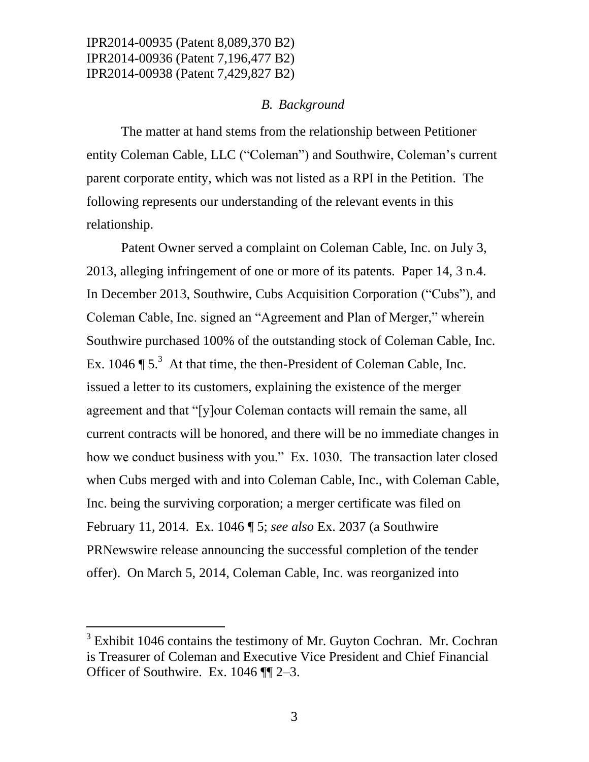### *B. Background*

The matter at hand stems from the relationship between Petitioner entity Coleman Cable, LLC ("Coleman") and Southwire, Coleman's current parent corporate entity, which was not listed as a RPI in the Petition. The following represents our understanding of the relevant events in this relationship.

Patent Owner served a complaint on Coleman Cable, Inc. on July 3, 2013, alleging infringement of one or more of its patents. Paper 14, 3 n.4. In December 2013, Southwire, Cubs Acquisition Corporation ("Cubs"), and Coleman Cable, Inc. signed an "Agreement and Plan of Merger," wherein Southwire purchased 100% of the outstanding stock of Coleman Cable, Inc. Ex. 1046 ¶ 5.[3] At that time, the then-President of Coleman Cable, Inc. issued a letter to its customers, explaining the existence of the merger agreement and that "[y]our Coleman contacts will remain the same, all current contracts will be honored, and there will be no immediate changes in how we conduct business with you." Ex. 1030. The transaction later closed when Cubs merged with and into Coleman Cable, Inc., with Coleman Cable, Inc. being the surviving corporation; a merger certificate was filed on February 11, 2014. Ex. 1046 ¶ 5; *see also* Ex. 2037 (a Southwire PRNewswire release announcing the successful completion of the tender offer). On March 5, 2014, Coleman Cable, Inc. was reorganized into

[3] Exhibit 1046 contains the testimony of Mr. Guyton Cochran. Mr. Cochran is Treasurer of Coleman and Executive Vice President and Chief Financial Officer of Southwire. Ex. 1046 ¶¶ 2–3.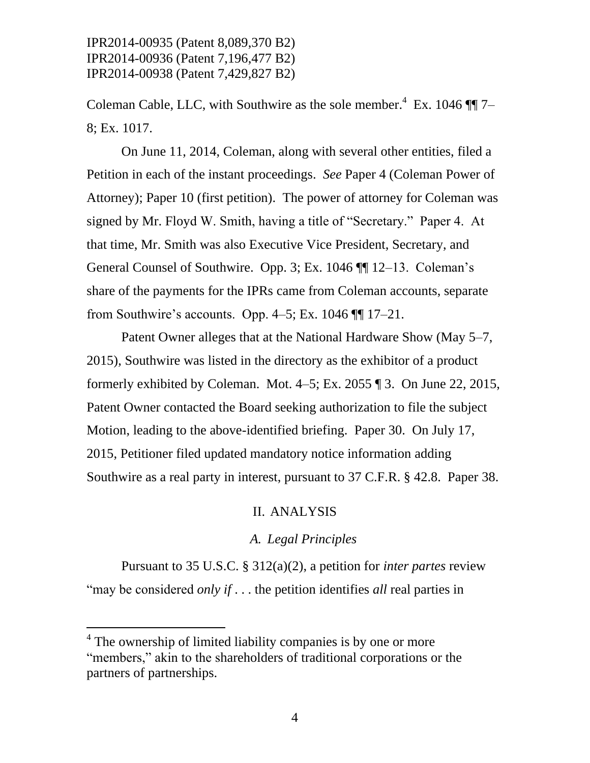Coleman Cable, LLC, with Southwire as the sole member.[4] Ex. 1046 ¶¶ 7–8; Ex. 1017.

On June 11, 2014, Coleman, along with several other entities, filed a Petition in each of the instant proceedings. *See* Paper 4 (Coleman Power of Attorney); Paper 10 (first petition). The power of attorney for Coleman was signed by Mr. Floyd W. Smith, having a title of "Secretary." Paper 4. At that time, Mr. Smith was also Executive Vice President, Secretary, and General Counsel of Southwire. Opp. 3; Ex. 1046 ¶¶ 12–13. Coleman's share of the payments for the IPRs came from Coleman accounts, separate from Southwire's accounts. Opp. 4–5; Ex. 1046 ¶¶ 17–21.

Patent Owner alleges that at the National Hardware Show (May 5–7, 2015), Southwire was listed in the directory as the exhibitor of a product formerly exhibited by Coleman. Mot. 4–5; Ex. 2055 ¶ 3. On June 22, 2015, Patent Owner contacted the Board seeking authorization to file the subject Motion, leading to the above-identified briefing. Paper 30. On July 17, 2015, Petitioner filed updated mandatory notice information adding Southwire as a real party in interest, pursuant to 37 C.F.R. § 42.8. Paper 38.

## II. ANALYSIS

### *A. Legal Principles*

Pursuant to 35 U.S.C. § 312(a)(2), a petition for *inter partes* review "may be considered *only if* . . . the petition identifies *all* real parties in

[4] The ownership of limited liability companies is by one or more "members," akin to the shareholders of traditional corporations or the partners of partnerships.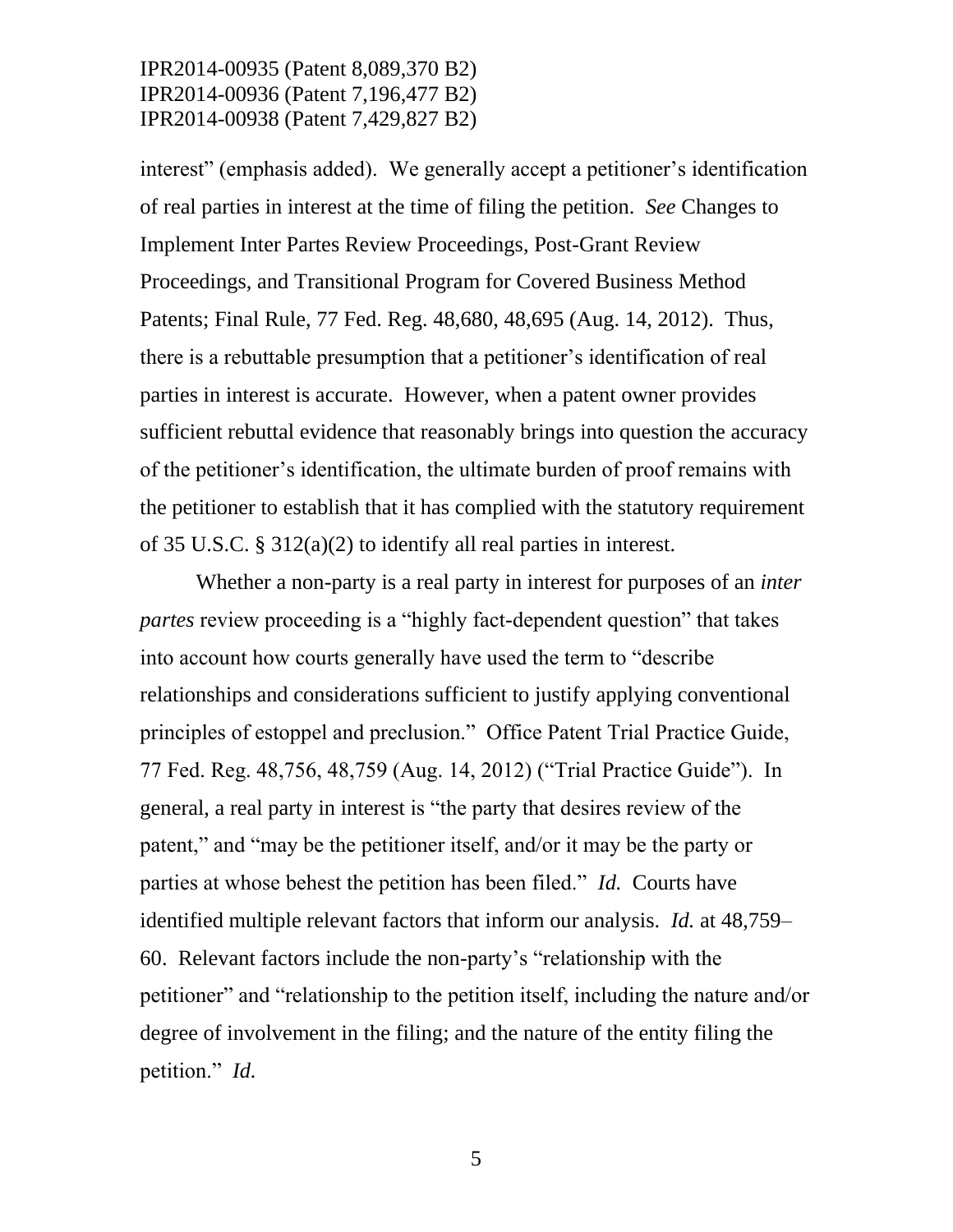interest" (emphasis added). We generally accept a petitioner's identification of real parties in interest at the time of filing the petition. *See* Changes to Implement Inter Partes Review Proceedings, Post-Grant Review Proceedings, and Transitional Program for Covered Business Method Patents; Final Rule, 77 Fed. Reg. 48,680, 48,695 (Aug. 14, 2012). Thus, there is a rebuttable presumption that a petitioner's identification of real parties in interest is accurate. However, when a patent owner provides sufficient rebuttal evidence that reasonably brings into question the accuracy of the petitioner's identification, the ultimate burden of proof remains with the petitioner to establish that it has complied with the statutory requirement of 35 U.S.C. § 312(a)(2) to identify all real parties in interest.

Whether a non-party is a real party in interest for purposes of an *inter partes* review proceeding is a "highly fact-dependent question" that takes into account how courts generally have used the term to "describe relationships and considerations sufficient to justify applying conventional principles of estoppel and preclusion." Office Patent Trial Practice Guide, 77 Fed. Reg. 48,756, 48,759 (Aug. 14, 2012) ("Trial Practice Guide"). In general, a real party in interest is "the party that desires review of the patent," and "may be the petitioner itself, and/or it may be the party or parties at whose behest the petition has been filed." *Id.* Courts have identified multiple relevant factors that inform our analysis. *Id.* at 48,759–60. Relevant factors include the non-party's "relationship with the petitioner" and "relationship to the petition itself, including the nature and/or degree of involvement in the filing; and the nature of the entity filing the petition." *Id.*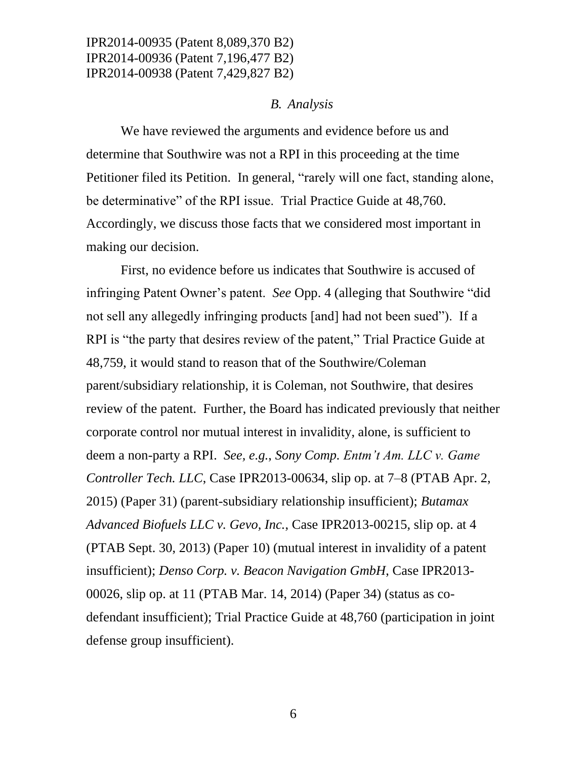IPR2014-00935 (Patent 8,089,370 B2)
IPR2014-00936 (Patent 7,196,477 B2)
IPR2014-00938 (Patent 7,429,827 B2)

### *B. Analysis*

We have reviewed the arguments and evidence before us and determine that Southwire was not a RPI in this proceeding at the time Petitioner filed its Petition. In general, "rarely will one fact, standing alone, be determinative" of the RPI issue. Trial Practice Guide at 48,760. Accordingly, we discuss those facts that we considered most important in making our decision.

First, no evidence before us indicates that Southwire is accused of infringing Patent Owner's patent. *See* Opp. 4 (alleging that Southwire "did not sell any allegedly infringing products [and] had not been sued"). If a RPI is "the party that desires review of the patent," Trial Practice Guide at 48,759, it would stand to reason that of the Southwire/Coleman parent/subsidiary relationship, it is Coleman, not Southwire, that desires review of the patent. Further, the Board has indicated previously that neither corporate control nor mutual interest in invalidity, alone, is sufficient to deem a non-party a RPI. *See, e.g.*, *Sony Comp. Entm't Am. LLC v. Game Controller Tech. LLC*, Case IPR2013-00634, slip op. at 7–8 (PTAB Apr. 2, 2015) (Paper 31) (parent-subsidiary relationship insufficient); *Butamax Advanced Biofuels LLC v. Gevo, Inc.*, Case IPR2013-00215, slip op. at 4 (PTAB Sept. 30, 2013) (Paper 10) (mutual interest in invalidity of a patent insufficient); *Denso Corp. v. Beacon Navigation GmbH*, Case IPR2013-00026, slip op. at 11 (PTAB Mar. 14, 2014) (Paper 34) (status as co-defendant insufficient); Trial Practice Guide at 48,760 (participation in joint defense group insufficient).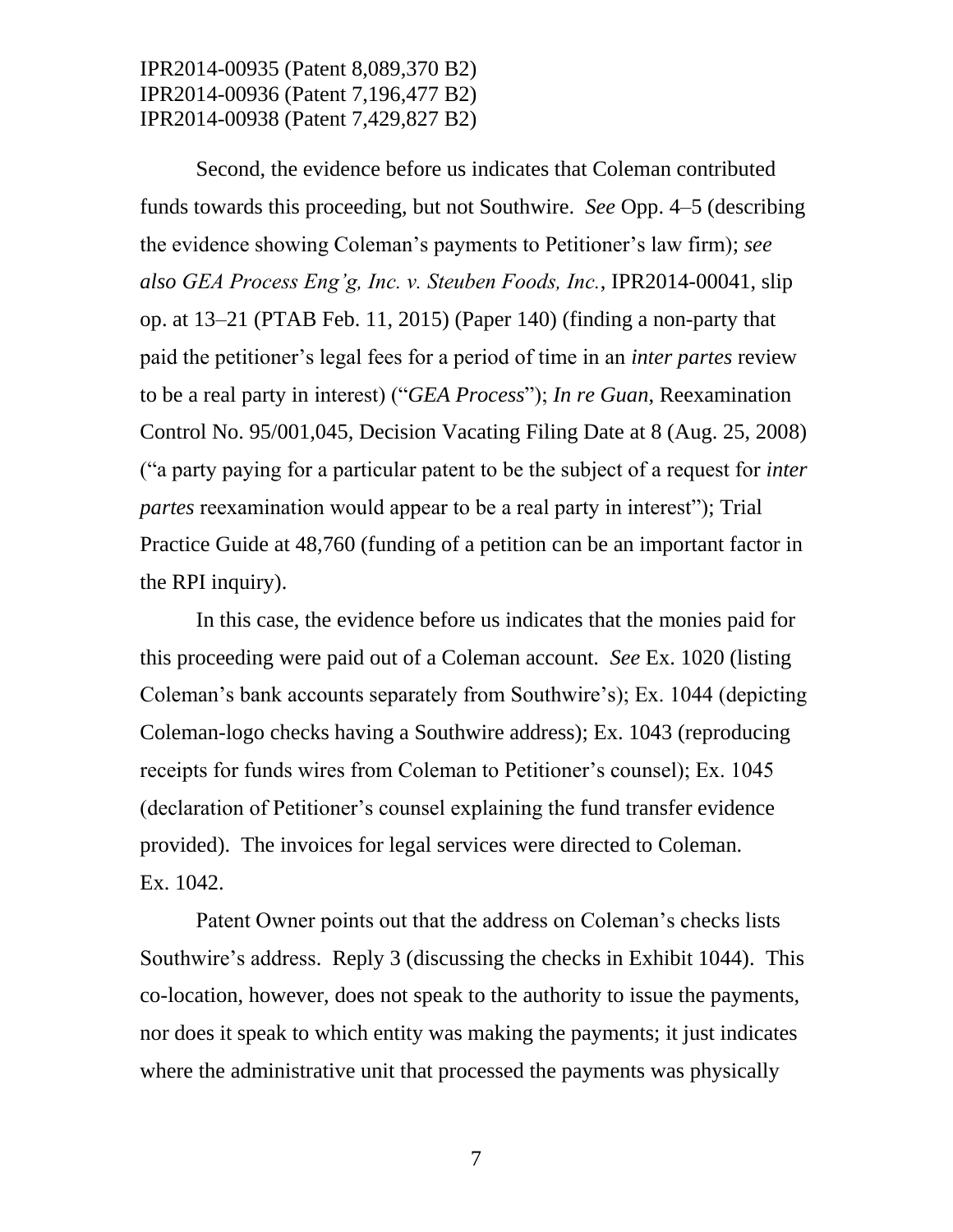Second, the evidence before us indicates that Coleman contributed funds towards this proceeding, but not Southwire. *See* Opp. 4–5 (describing the evidence showing Coleman's payments to Petitioner's law firm); *see also GEA Process Eng'g, Inc. v. Steuben Foods, Inc.*, IPR2014-00041, slip op. at 13–21 (PTAB Feb. 11, 2015) (Paper 140) (finding a non-party that paid the petitioner's legal fees for a period of time in an *inter partes* review to be a real party in interest) ("*GEA Process*"); *In re Guan*, Reexamination Control No. 95/001,045, Decision Vacating Filing Date at 8 (Aug. 25, 2008) ("a party paying for a particular patent to be the subject of a request for *inter partes* reexamination would appear to be a real party in interest"); Trial Practice Guide at 48,760 (funding of a petition can be an important factor in the RPI inquiry).

In this case, the evidence before us indicates that the monies paid for this proceeding were paid out of a Coleman account. *See* Ex. 1020 (listing Coleman's bank accounts separately from Southwire's); Ex. 1044 (depicting Coleman-logo checks having a Southwire address); Ex. 1043 (reproducing receipts for funds wires from Coleman to Petitioner's counsel); Ex. 1045 (declaration of Petitioner's counsel explaining the fund transfer evidence provided). The invoices for legal services were directed to Coleman. Ex. 1042.

Patent Owner points out that the address on Coleman's checks lists Southwire's address. Reply 3 (discussing the checks in Exhibit 1044). This co-location, however, does not speak to the authority to issue the payments, nor does it speak to which entity was making the payments; it just indicates where the administrative unit that processed the payments was physically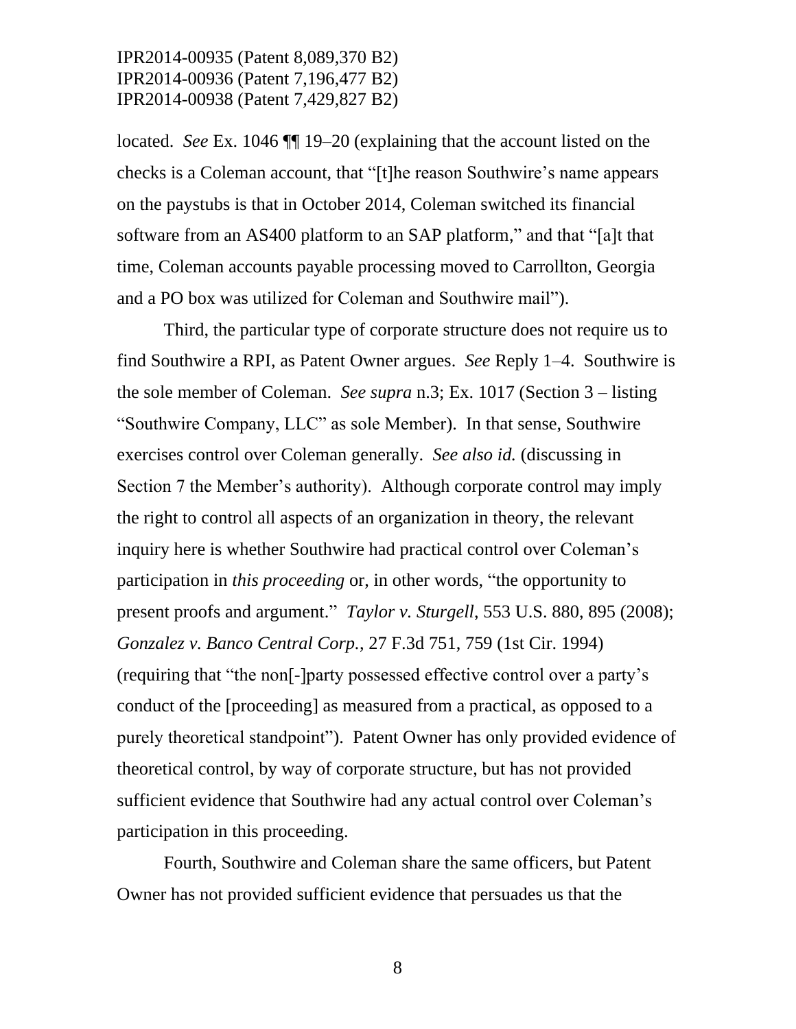located. *See* Ex. 1046 ¶¶ 19–20 (explaining that the account listed on the checks is a Coleman account, that "[t]he reason Southwire's name appears on the paystubs is that in October 2014, Coleman switched its financial software from an AS400 platform to an SAP platform," and that "[a]t that time, Coleman accounts payable processing moved to Carrollton, Georgia and a PO box was utilized for Coleman and Southwire mail").

Third, the particular type of corporate structure does not require us to find Southwire a RPI, as Patent Owner argues. *See* Reply 1–4. Southwire is the sole member of Coleman. *See supra* n.3; Ex. 1017 (Section 3 – listing "Southwire Company, LLC" as sole Member). In that sense, Southwire exercises control over Coleman generally. *See also id.* (discussing in Section 7 the Member's authority). Although corporate control may imply the right to control all aspects of an organization in theory, the relevant inquiry here is whether Southwire had practical control over Coleman's participation in *this proceeding* or, in other words, "the opportunity to present proofs and argument." *Taylor v. Sturgell*, 553 U.S. 880, 895 (2008); *Gonzalez v. Banco Central Corp.*, 27 F.3d 751, 759 (1st Cir. 1994) (requiring that "the non[-]party possessed effective control over a party's conduct of the [proceeding] as measured from a practical, as opposed to a purely theoretical standpoint"). Patent Owner has only provided evidence of theoretical control, by way of corporate structure, but has not provided sufficient evidence that Southwire had any actual control over Coleman's participation in this proceeding.

Fourth, Southwire and Coleman share the same officers, but Patent Owner has not provided sufficient evidence that persuades us that the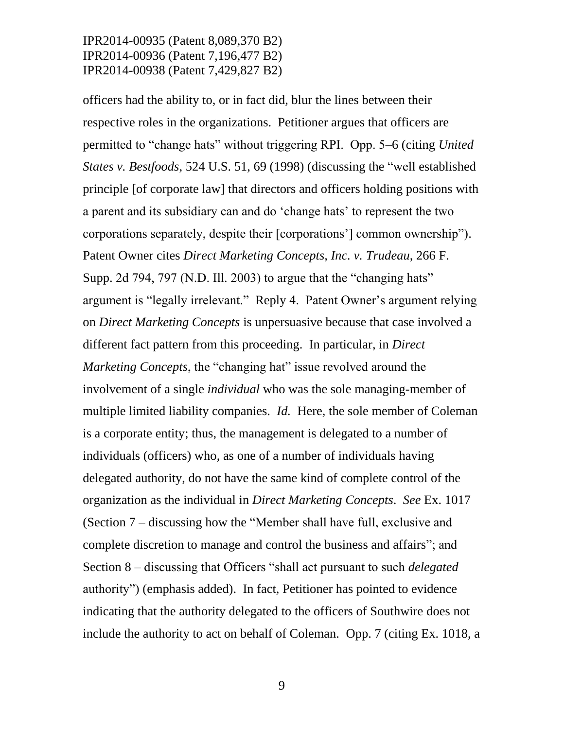officers had the ability to, or in fact did, blur the lines between their respective roles in the organizations. Petitioner argues that officers are permitted to "change hats" without triggering RPI. Opp. 5–6 (citing *United States v. Bestfoods*, 524 U.S. 51, 69 (1998) (discussing the "well established principle [of corporate law] that directors and officers holding positions with a parent and its subsidiary can and do 'change hats' to represent the two corporations separately, despite their [corporations'] common ownership"). Patent Owner cites *Direct Marketing Concepts, Inc. v. Trudeau*, 266 F. Supp. 2d 794, 797 (N.D. Ill. 2003) to argue that the "changing hats" argument is "legally irrelevant." Reply 4. Patent Owner's argument relying on *Direct Marketing Concepts* is unpersuasive because that case involved a different fact pattern from this proceeding. In particular, in *Direct Marketing Concepts*, the "changing hat" issue revolved around the involvement of a single *individual* who was the sole managing-member of multiple limited liability companies. *Id.* Here, the sole member of Coleman is a corporate entity; thus, the management is delegated to a number of individuals (officers) who, as one of a number of individuals having delegated authority, do not have the same kind of complete control of the organization as the individual in *Direct Marketing Concepts*. *See* Ex. 1017 (Section 7 – discussing how the "Member shall have full, exclusive and complete discretion to manage and control the business and affairs"; and Section 8 – discussing that Officers "shall act pursuant to such *delegated* authority") (emphasis added). In fact, Petitioner has pointed to evidence indicating that the authority delegated to the officers of Southwire does not include the authority to act on behalf of Coleman. Opp. 7 (citing Ex. 1018, a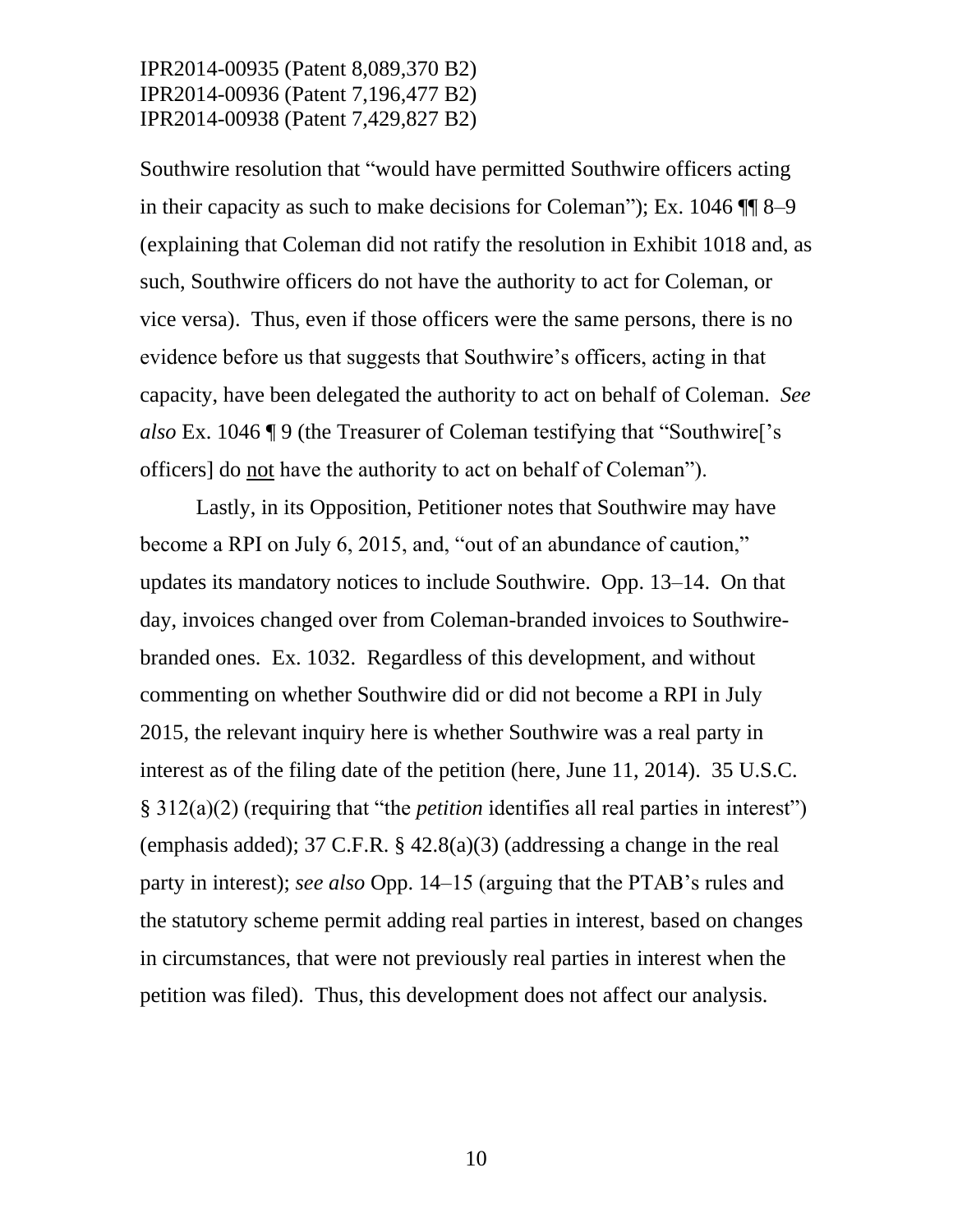Southwire resolution that "would have permitted Southwire officers acting in their capacity as such to make decisions for Coleman"); Ex. 1046 ¶¶ 8–9 (explaining that Coleman did not ratify the resolution in Exhibit 1018 and, as such, Southwire officers do not have the authority to act for Coleman, or vice versa). Thus, even if those officers were the same persons, there is no evidence before us that suggests that Southwire's officers, acting in that capacity, have been delegated the authority to act on behalf of Coleman. *See also* Ex. 1046 ¶ 9 (the Treasurer of Coleman testifying that "Southwire['s officers] do not have the authority to act on behalf of Coleman").

Lastly, in its Opposition, Petitioner notes that Southwire may have become a RPI on July 6, 2015, and, "out of an abundance of caution," updates its mandatory notices to include Southwire. Opp. 13–14. On that day, invoices changed over from Coleman-branded invoices to Southwire-branded ones. Ex. 1032. Regardless of this development, and without commenting on whether Southwire did or did not become a RPI in July 2015, the relevant inquiry here is whether Southwire was a real party in interest as of the filing date of the petition (here, June 11, 2014). 35 U.S.C. § 312(a)(2) (requiring that "the *petition* identifies all real parties in interest") (emphasis added); 37 C.F.R. § 42.8(a)(3) (addressing a change in the real party in interest); *see also* Opp. 14–15 (arguing that the PTAB's rules and the statutory scheme permit adding real parties in interest, based on changes in circumstances, that were not previously real parties in interest when the petition was filed). Thus, this development does not affect our analysis.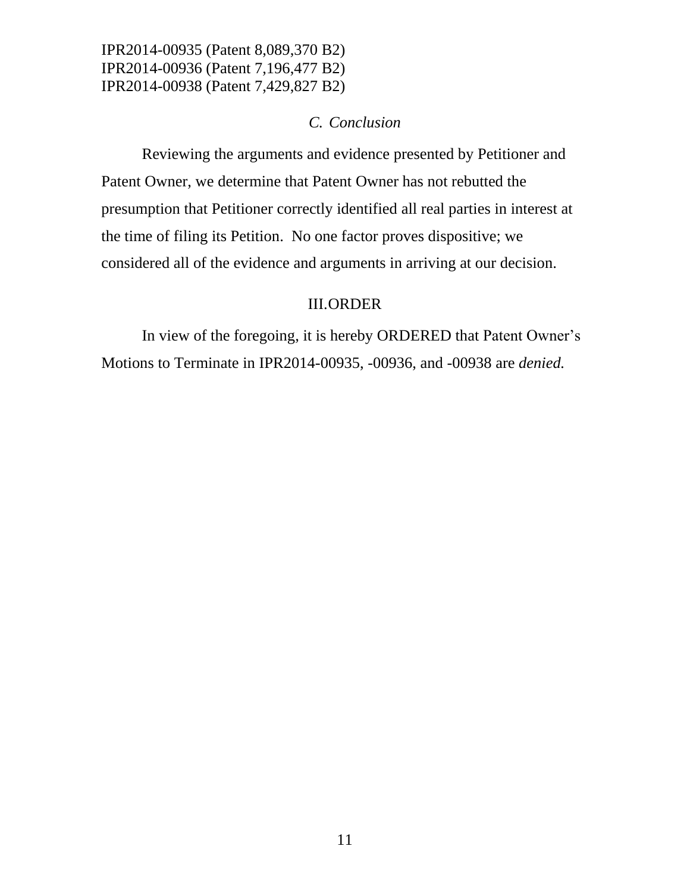### *C. Conclusion*

Reviewing the arguments and evidence presented by Petitioner and Patent Owner, we determine that Patent Owner has not rebutted the presumption that Petitioner correctly identified all real parties in interest at the time of filing its Petition. No one factor proves dispositive; we considered all of the evidence and arguments in arriving at our decision.

## III. ORDER

In view of the foregoing, it is hereby ORDERED that Patent Owner's Motions to Terminate in IPR2014-00935, -00936, and -00938 are *denied.*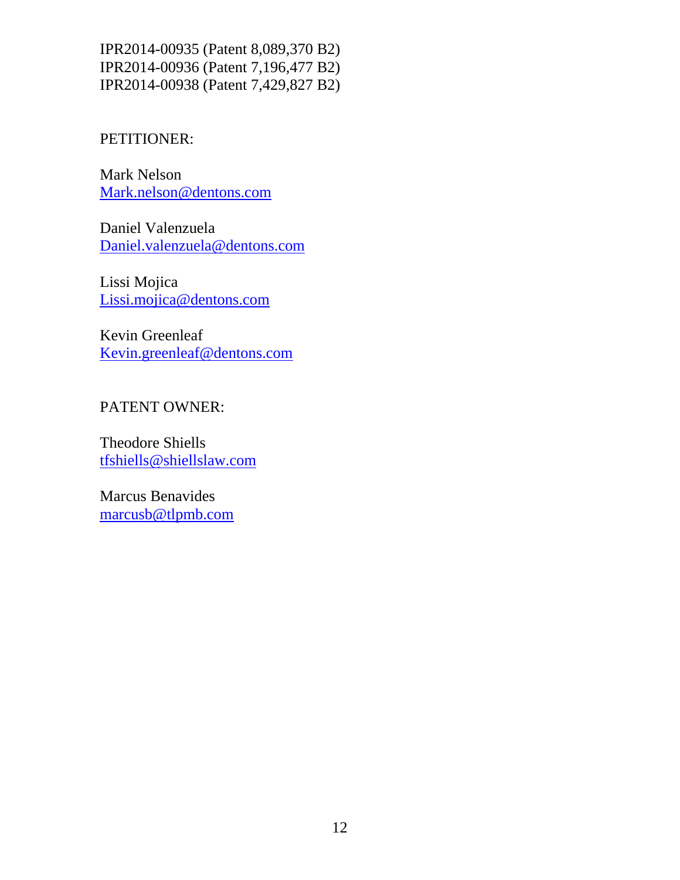IPR2014-00935 (Patent 8,089,370 B2)
IPR2014-00936 (Patent 7,196,477 B2)
IPR2014-00938 (Patent 7,429,827 B2)

PETITIONER:

Mark Nelson
Mark.nelson@dentons.com

Daniel Valenzuela
Daniel.valenzuela@dentons.com

Lissi Mojica
Lissi.mojica@dentons.com

Kevin Greenleaf
Kevin.greenleaf@dentons.com

PATENT OWNER:

Theodore Shiells
tfshiells@shiellslaw.com

Marcus Benavides
marcusb@tlpmb.com